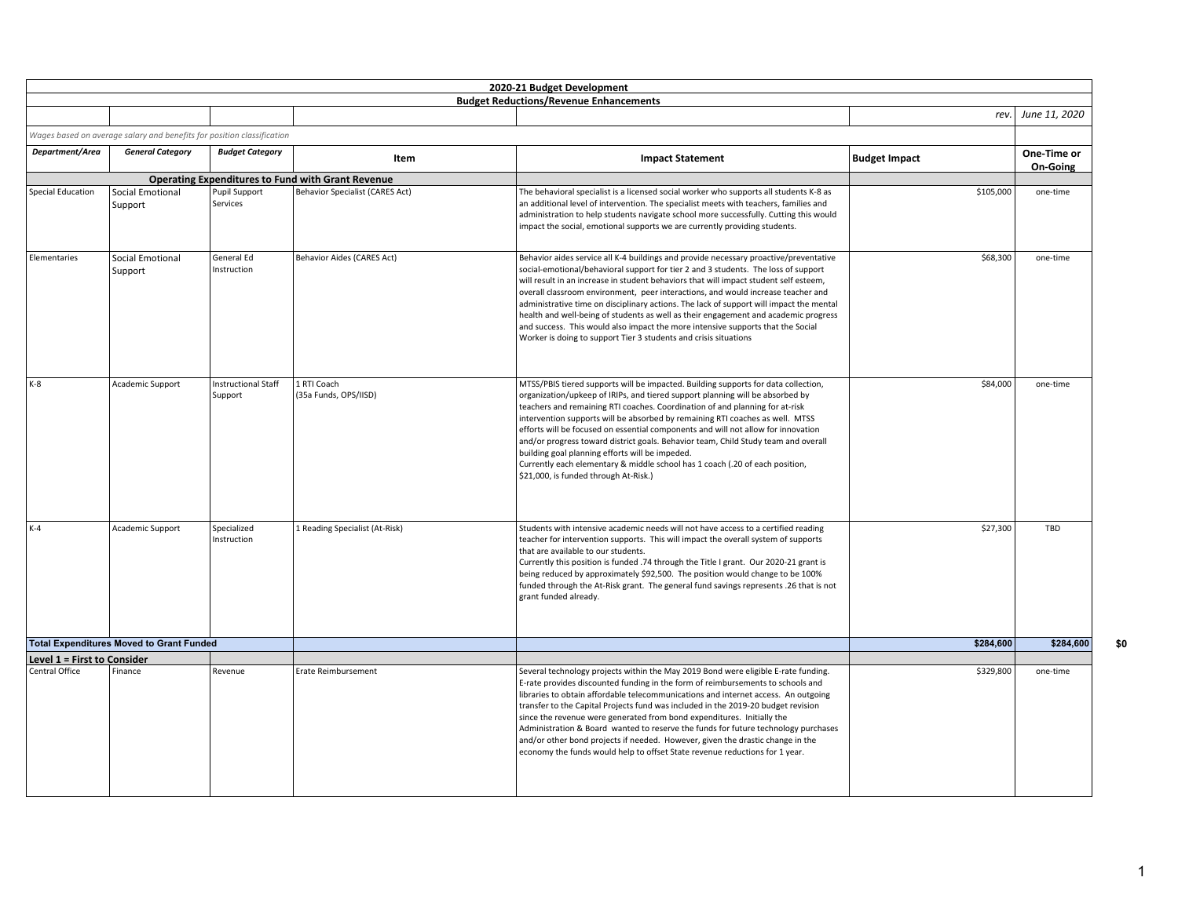# 2020-21 Budget Development

## Budget Reductions/Revenue Enhancements

*rev. June 11, 2020*

*Wages based on average salary and benefits for position classification*

| *Department/Area* | *General Category* | *Budget Category* | Item | Impact Statement | Budget Impact | One-Time or On-Going |
|---|---|---|---|---|---|---|
| | | **Operating Expenditures to Fund with Grant Revenue** | | | | |
| Special Education | Social Emotional Support | Pupil Support Services | Behavior Specialist (CARES Act) | The behavioral specialist is a licensed social worker who supports all students K-8 as an additional level of intervention. The specialist meets with teachers, families and administration to help students navigate school more successfully. Cutting this would impact the social, emotional supports we are currently providing students. | $105,000 | one-time |
| Elementaries | Social Emotional Support | General Ed Instruction | Behavior Aides (CARES Act) | Behavior aides service all K-4 buildings and provide necessary proactive/preventative social-emotional/behavioral support for tier 2 and 3 students. The loss of support will result in an increase in student behaviors that will impact student self esteem, overall classroom environment, peer interactions, and would increase teacher and administrative time on disciplinary actions. The lack of support will impact the mental health and well-being of students as well as their engagement and academic progress and success. This would also impact the more intensive supports that the Social Worker is doing to support Tier 3 students and crisis situations | $68,300 | one-time |
| K-8 | Academic Support | Instructional Staff Support | 1 RTI Coach (35a Funds, OPS/IISD) | MTSS/PBIS tiered supports will be impacted. Building supports for data collection, organization/upkeep of IRIPs, and tiered support planning will be absorbed by teachers and remaining RTI coaches. Coordination of and planning for at-risk intervention supports will be absorbed by remaining RTI coaches as well. MTSS efforts will be focused on essential components and will not allow for innovation and/or progress toward district goals. Behavior team, Child Study team and overall building goal planning efforts will be impeded. Currently each elementary & middle school has 1 coach (.20 of each position, $21,000, is funded through At-Risk.) | $84,000 | one-time |
| K-4 | Academic Support | Specialized Instruction | 1 Reading Specialist (At-Risk) | Students with intensive academic needs will not have access to a certified reading teacher for intervention supports. This will impact the overall system of supports that are available to our students. Currently this position is funded .74 through the Title I grant. Our 2020-21 grant is being reduced by approximately $92,500. The position would change to be 100% funded through the At-Risk grant. The general fund savings represents .26 that is not grant funded already. | $27,300 | TBD |
| **Total Expenditures Moved to Grant Funded** | | | | | **$284,600** | **$284,600** |
| **Level 1 = First to Consider** | | | | | | |
| Central Office | Finance | Revenue | Erate Reimbursement | Several technology projects within the May 2019 Bond were eligible E-rate funding. E-rate provides discounted funding in the form of reimbursements to schools and libraries to obtain affordable telecommunications and internet access. An outgoing transfer to the Capital Projects fund was included in the 2019-20 budget revision since the revenue were generated from bond expenditures. Initially the Administration & Board wanted to reserve the funds for future technology purchases and/or other bond projects if needed. However, given the drastic change in the economy the funds would help to offset State revenue reductions for 1 year. | $329,800 | one-time |

**$0**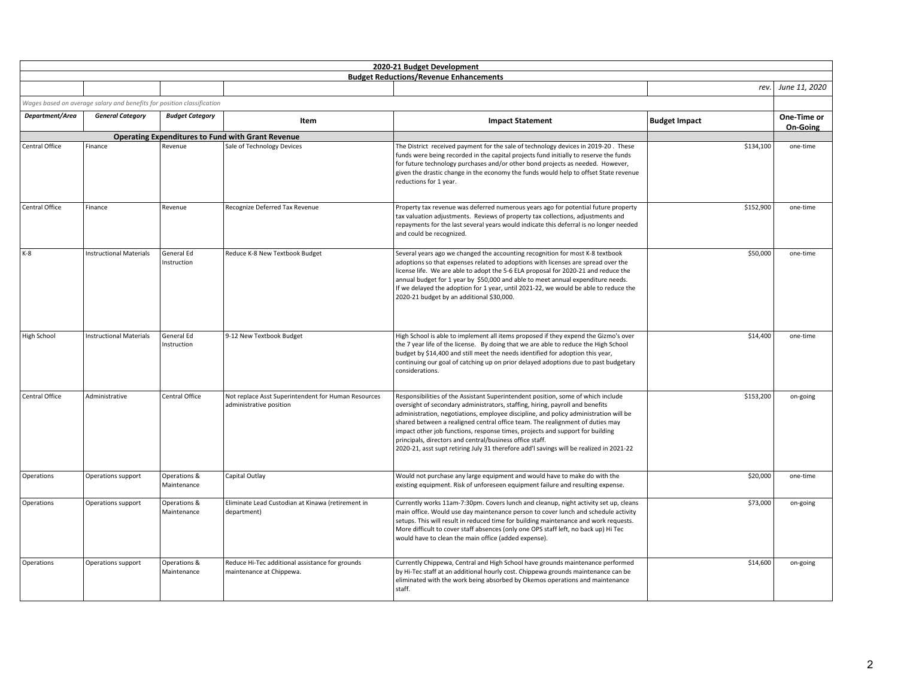| 2020-21 Budget Development | | | | | | |
|---|---|---|---|---|---|---|
| **Budget Reductions/Revenue Enhancements** | | | | | | |
| | | | | | *rev.* | *June 11, 2020* |
| *Wages based on average salary and benefits for position classification* | | | | | | |
| ***Department/Area*** | ***General Category*** | ***Budget Category*** | **Item** | **Impact Statement** | **Budget Impact** | **One-Time or On-Going** |
| | | | **Operating Expenditures to Fund with Grant Revenue** | | | |
| Central Office | Finance | Revenue | Sale of Technology Devices | The District received payment for the sale of technology devices in 2019-20 . These funds were being recorded in the capital projects fund initially to reserve the funds for future technology purchases and/or other bond projects as needed. However, given the drastic change in the economy the funds would help to offset State revenue reductions for 1 year. | $134,100 | one-time |
| Central Office | Finance | Revenue | Recognize Deferred Tax Revenue | Property tax revenue was deferred numerous years ago for potential future property tax valuation adjustments. Reviews of property tax collections, adjustments and repayments for the last several years would indicate this deferral is no longer needed and could be recognized. | $152,900 | one-time |
| K-8 | Instructional Materials | General Ed Instruction | Reduce K-8 New Textbook Budget | Several years ago we changed the accounting recognition for most K-8 textbook adoptions so that expenses related to adoptions with licenses are spread over the license life. We are able to adopt the 5-6 ELA proposal for 2020-21 and reduce the annual budget for 1 year by $50,000 and able to meet annual expenditure needs. If we delayed the adoption for 1 year, until 2021-22, we would be able to reduce the 2020-21 budget by an additional $30,000. | $50,000 | one-time |
| High School | Instructional Materials | General Ed Instruction | 9-12 New Textbook Budget | High School is able to implement all items proposed if they expend the Gizmo's over the 7 year life of the license. By doing that we are able to reduce the High School budget by $14,400 and still meet the needs identified for adoption this year, continuing our goal of catching up on prior delayed adoptions due to past budgetary considerations. | $14,400 | one-time |
| Central Office | Administrative | Central Office | Not replace Asst Superintendent for Human Resources administrative position | Responsibilities of the Assistant Superintendent position, some of which include oversight of secondary administrators, staffing, hiring, payroll and benefits administration, negotiations, employee discipline, and policy administration will be shared between a realigned central office team. The realignment of duties may impact other job functions, response times, projects and support for building principals, directors and central/business office staff. 2020-21, asst supt retiring July 31 therefore add'l savings will be realized in 2021-22 | $153,200 | on-going |
| Operations | Operations support | Operations & Maintenance | Capital Outlay | Would not purchase any large equipment and would have to make do with the existing equipment. Risk of unforeseen equipment failure and resulting expense. | $20,000 | one-time |
| Operations | Operations support | Operations & Maintenance | Eliminate Lead Custodian at Kinawa (retirement in department) | Currently works 11am-7:30pm. Covers lunch and cleanup, night activity set up, cleans main office. Would use day maintenance person to cover lunch and schedule activity setups. This will result in reduced time for building maintenance and work requests. More difficult to cover staff absences (only one OPS staff left, no back up) Hi Tec would have to clean the main office (added expense). | $73,000 | on-going |
| Operations | Operations support | Operations & Maintenance | Reduce Hi-Tec additional assistance for grounds maintenance at Chippewa. | Currently Chippewa, Central and High School have grounds maintenance performed by Hi-Tec staff at an additional hourly cost. Chippewa grounds maintenance can be eliminated with the work being absorbed by Okemos operations and maintenance staff. | $14,600 | on-going |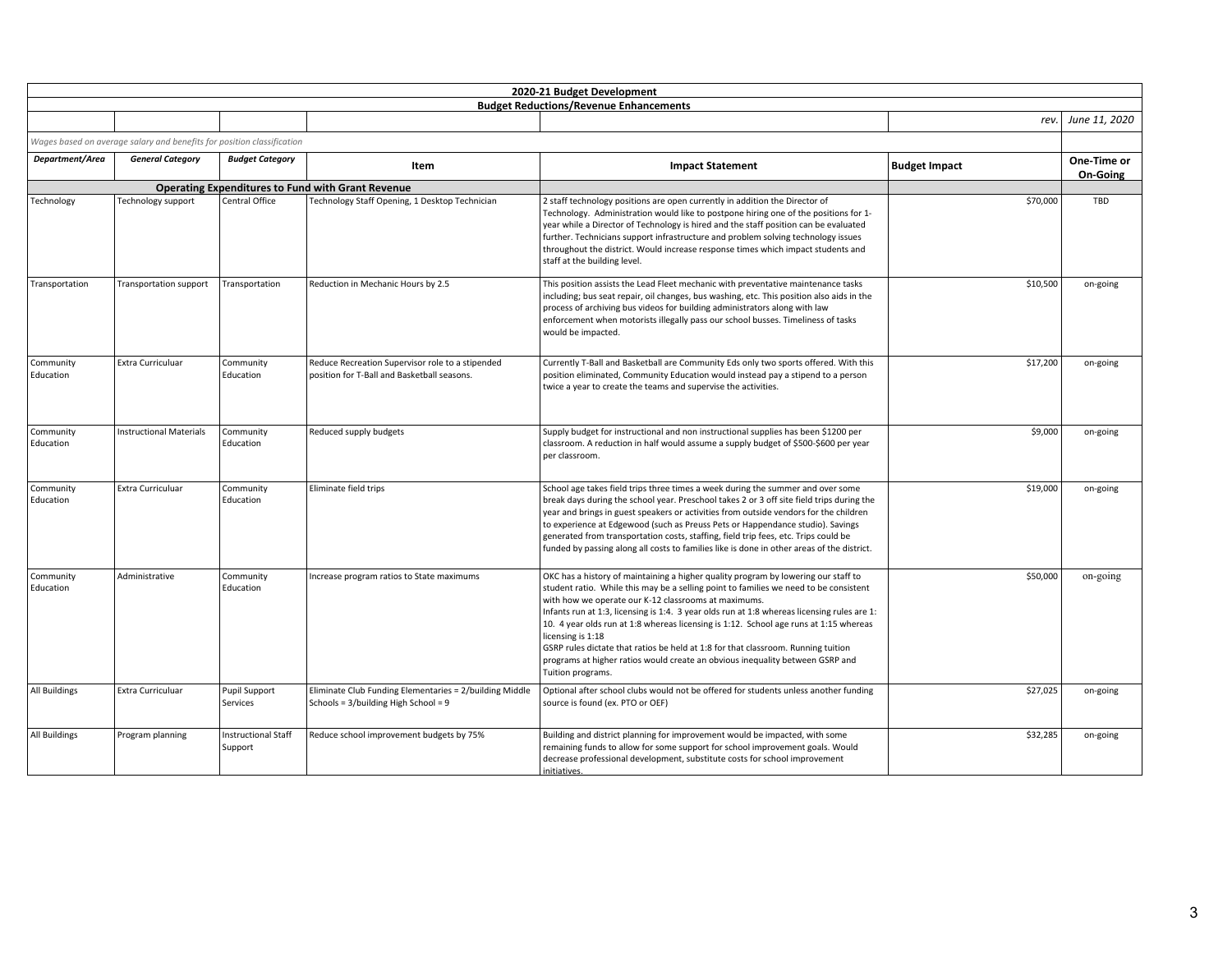| 2020-21 Budget Development | | | | | | |
|---|---|---|---|---|---|---|
| Budget Reductions/Revenue Enhancements | | | | | | |
| | | | | | rev. | June 11, 2020 |
| *Wages based on average salary and benefits for position classification* | | | | | | |
| ***Department/Area*** | ***General Category*** | ***Budget Category*** | **Item** | **Impact Statement** | **Budget Impact** | **One-Time or On-Going** |
| | | | **Operating Expenditures to Fund with Grant Revenue** | | | |
| Technology | Technology support | Central Office | Technology Staff Opening, 1 Desktop Technician | 2 staff technology positions are open currently in addition the Director of Technology. Administration would like to postpone hiring one of the positions for 1-year while a Director of Technology is hired and the staff position can be evaluated further. Technicians support infrastructure and problem solving technology issues throughout the district. Would increase response times which impact students and staff at the building level. | $70,000 | TBD |
| Transportation | Transportation support | Transportation | Reduction in Mechanic Hours by 2.5 | This position assists the Lead Fleet mechanic with preventative maintenance tasks including; bus seat repair, oil changes, bus washing, etc. This position also aids in the process of archiving bus videos for building administrators along with law enforcement when motorists illegally pass our school busses. Timeliness of tasks would be impacted. | $10,500 | on-going |
| Community Education | Extra Curriculuar | Community Education | Reduce Recreation Supervisor role to a stipended position for T-Ball and Basketball seasons. | Currently T-Ball and Basketball are Community Eds only two sports offered. With this position eliminated, Community Education would instead pay a stipend to a person twice a year to create the teams and supervise the activities. | $17,200 | on-going |
| Community Education | Instructional Materials | Community Education | Reduced supply budgets | Supply budget for instructional and non instructional supplies has been $1200 per classroom. A reduction in half would assume a supply budget of $500-$600 per year per classroom. | $9,000 | on-going |
| Community Education | Extra Curriculuar | Community Education | Eliminate field trips | School age takes field trips three times a week during the summer and over some break days during the school year. Preschool takes 2 or 3 off site field trips during the year and brings in guest speakers or activities from outside vendors for the children to experience at Edgewood (such as Preuss Pets or Happendance studio). Savings generated from transportation costs, staffing, field trip fees, etc. Trips could be funded by passing along all costs to families like is done in other areas of the district. | $19,000 | on-going |
| Community Education | Administrative | Community Education | Increase program ratios to State maximums | OKC has a history of maintaining a higher quality program by lowering our staff to student ratio. While this may be a selling point to families we need to be consistent with how we operate our K-12 classrooms at maximums. Infants run at 1:3, licensing is 1:4. 3 year olds run at 1:8 whereas licensing rules are 1: 10. 4 year olds run at 1:8 whereas licensing is 1:12. School age runs at 1:15 whereas licensing is 1:18 GSRP rules dictate that ratios be held at 1:8 for that classroom. Running tuition programs at higher ratios would create an obvious inequality between GSRP and Tuition programs. | $50,000 | on-going |
| All Buildings | Extra Curriculuar | Pupil Support Services | Eliminate Club Funding Elementaries = 2/building Middle Schools = 3/building High School = 9 | Optional after school clubs would not be offered for students unless another funding source is found (ex. PTO or OEF) | $27,025 | on-going |
| All Buildings | Program planning | Instructional Staff Support | Reduce school improvement budgets by 75% | Building and district planning for improvement would be impacted, with some remaining funds to allow for some support for school improvement goals. Would decrease professional development, substitute costs for school improvement initiatives. | $32,285 | on-going |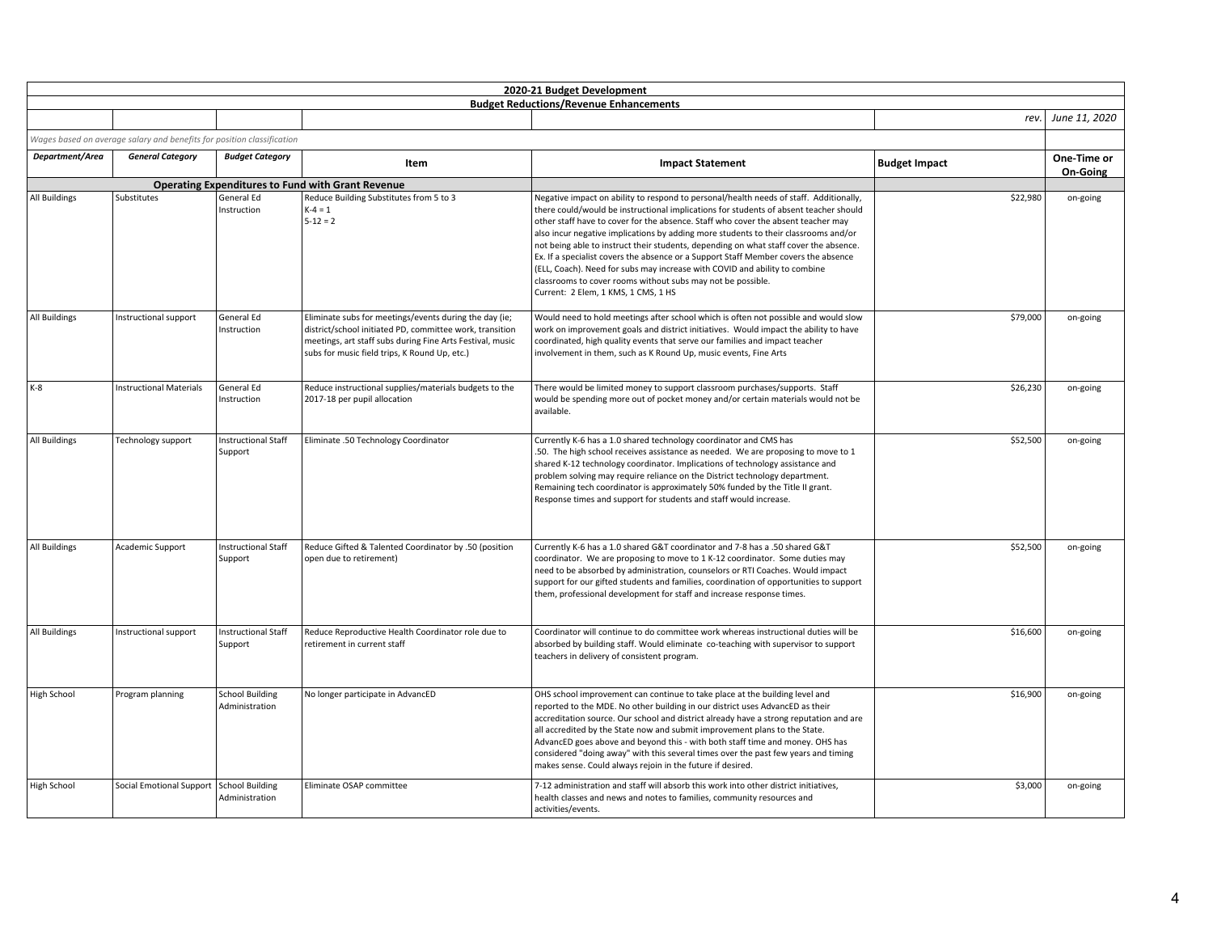| 2020-21 Budget Development | | | | | | |
|---|---|---|---|---|---|---|
| Budget Reductions/Revenue Enhancements | | | | | | |
| | | | | | rev. | June 11, 2020 |
| *Wages based on average salary and benefits for position classification* | | | | | | |
| ***Department/Area*** | ***General Category*** | ***Budget Category*** | **Item** | **Impact Statement** | **Budget Impact** | **One-Time or On-Going** |
| | | | **Operating Expenditures to Fund with Grant Revenue** | | | |
| All Buildings | Substitutes | General Ed Instruction | Reduce Building Substitutes from 5 to 3<br>K-4 = 1<br>5-12 = 2 | Negative impact on ability to respond to personal/health needs of staff. Additionally, there could/would be instructional implications for students of absent teacher should other staff have to cover for the absence. Staff who cover the absent teacher may also incur negative implications by adding more students to their classrooms and/or not being able to instruct their students, depending on what staff cover the absence. Ex. If a specialist covers the absence or a Support Staff Member covers the absence (ELL, Coach). Need for subs may increase with COVID and ability to combine classrooms to cover rooms without subs may not be possible.<br>Current: 2 Elem, 1 KMS, 1 CMS, 1 HS | $22,980 | on-going |
| All Buildings | Instructional support | General Ed Instruction | Eliminate subs for meetings/events during the day (ie; district/school initiated PD, committee work, transition meetings, art staff subs during Fine Arts Festival, music subs for music field trips, K Round Up, etc.) | Would need to hold meetings after school which is often not possible and would slow work on improvement goals and district initiatives. Would impact the ability to have coordinated, high quality events that serve our families and impact teacher involvement in them, such as K Round Up, music events, Fine Arts | $79,000 | on-going |
| K-8 | Instructional Materials | General Ed Instruction | Reduce instructional supplies/materials budgets to the 2017-18 per pupil allocation | There would be limited money to support classroom purchases/supports. Staff would be spending more out of pocket money and/or certain materials would not be available. | $26,230 | on-going |
| All Buildings | Technology support | Instructional Staff Support | Eliminate .50 Technology Coordinator | Currently K-6 has a 1.0 shared technology coordinator and CMS has .50. The high school receives assistance as needed. We are proposing to move to 1 shared K-12 technology coordinator. Implications of technology assistance and problem solving may require reliance on the District technology department. Remaining tech coordinator is approximately 50% funded by the Title II grant. Response times and support for students and staff would increase. | $52,500 | on-going |
| All Buildings | Academic Support | Instructional Staff Support | Reduce Gifted & Talented Coordinator by .50 (position open due to retirement) | Currently K-6 has a 1.0 shared G&T coordinator and 7-8 has a .50 shared G&T coordinator. We are proposing to move to 1 K-12 coordinator. Some duties may need to be absorbed by administration, counselors or RTI Coaches. Would impact support for our gifted students and families, coordination of opportunities to support them, professional development for staff and increase response times. | $52,500 | on-going |
| All Buildings | Instructional support | Instructional Staff Support | Reduce Reproductive Health Coordinator role due to retirement in current staff | Coordinator will continue to do committee work whereas instructional duties will be absorbed by building staff. Would eliminate co-teaching with supervisor to support teachers in delivery of consistent program. | $16,600 | on-going |
| High School | Program planning | School Building Administration | No longer participate in AdvancED | OHS school improvement can continue to take place at the building level and reported to the MDE. No other building in our district uses AdvancED as their accreditation source. Our school and district already have a strong reputation and are all accredited by the State now and submit improvement plans to the State. AdvancED goes above and beyond this - with both staff time and money. OHS has considered "doing away" with this several times over the past few years and timing makes sense. Could always rejoin in the future if desired. | $16,900 | on-going |
| High School | Social Emotional Support | School Building Administration | Eliminate OSAP committee | 7-12 administration and staff will absorb this work into other district initiatives, health classes and news and notes to families, community resources and activities/events. | $3,000 | on-going |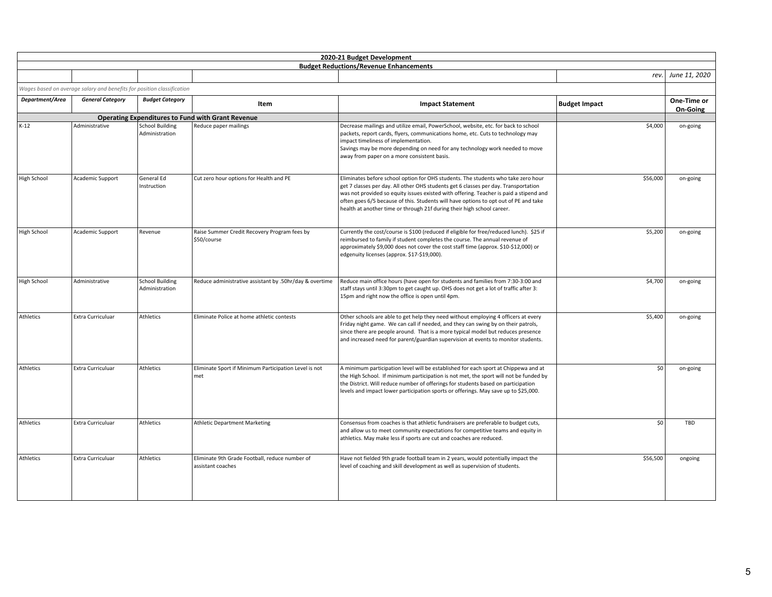## 2020-21 Budget Development

### Budget Reductions/Revenue Enhancements

*rev. June 11, 2020*

*Wages based on average salary and benefits for position classification*

| *Department/Area* | *General Category* | *Budget Category* | Item | Impact Statement | Budget Impact | One-Time or On-Going |
|---|---|---|---|---|---|---|
| | | | **Operating Expenditures to Fund with Grant Revenue** | | | |
| K-12 | Administrative | School Building Administration | Reduce paper mailings | Decrease mailings and utilize email, PowerSchool, website, etc. for back to school packets, report cards, flyers, communications home, etc. Cuts to technology may impact timeliness of implementation.<br>Savings may be more depending on need for any technology work needed to move away from paper on a more consistent basis. | $4,000 | on-going |
| High School | Academic Support | General Ed Instruction | Cut zero hour options for Health and PE | Eliminates before school option for OHS students. The students who take zero hour get 7 classes per day. All other OHS students get 6 classes per day. Transportation was not provided so equity issues existed with offering. Teacher is paid a stipend and often goes 6/5 because of this. Students will have options to opt out of PE and take health at another time or through 21f during their high school career. | $56,000 | on-going |
| High School | Academic Support | Revenue | Raise Summer Credit Recovery Program fees by $50/course | Currently the cost/course is $100 (reduced if eligible for free/reduced lunch). $25 if reimbursed to family if student completes the course. The annual revenue of approximately $9,000 does not cover the cost staff time (approx. $10-$12,000) or edgenuity licenses (approx. $17-$19,000). | $5,200 | on-going |
| High School | Administrative | School Building Administration | Reduce administrative assistant by .50hr/day & overtime | Reduce main office hours (have open for students and families from 7:30-3:00 and staff stays until 3:30pm to get caught up. OHS does not get a lot of traffic after 3:15pm and right now the office is open until 4pm. | $4,700 | on-going |
| Athletics | Extra Curricul​uar | Athletics | Eliminate Police at home athletic contests | Other schools are able to get help they need without employing 4 officers at every Friday night game. We can call if needed, and they can swing by on their patrols, since there are people around. That is a more typical model but reduces presence and increased need for parent/guardian supervision at events to monitor students. | $5,400 | on-going |
| Athletics | Extra Curriculuar | Athletics | Eliminate Sport if Minimum Participation Level is not met | A minimum participation level will be established for each sport at Chippewa and at the High School. If minimum participation is not met, the sport will not be funded by the District. Will reduce number of offerings for students based on participation levels and impact lower participation sports or offerings. May save up to $25,000. | $0 | on-going |
| Athletics | Extra Curriculuar | Athletics | Athletic Department Marketing | Consensus from coaches is that athletic fundraisers are preferable to budget cuts, and allow us to meet community expectations for competitive teams and equity in athletics. May make less if sports are cut and coaches are reduced. | $0 | TBD |
| Athletics | Extra Curriculuar | Athletics | Eliminate 9th Grade Football, reduce number of assistant coaches | Have not fielded 9th grade football team in 2 years, would potentially impact the level of coaching and skill development as well as supervision of students. | $56,500 | ongoing |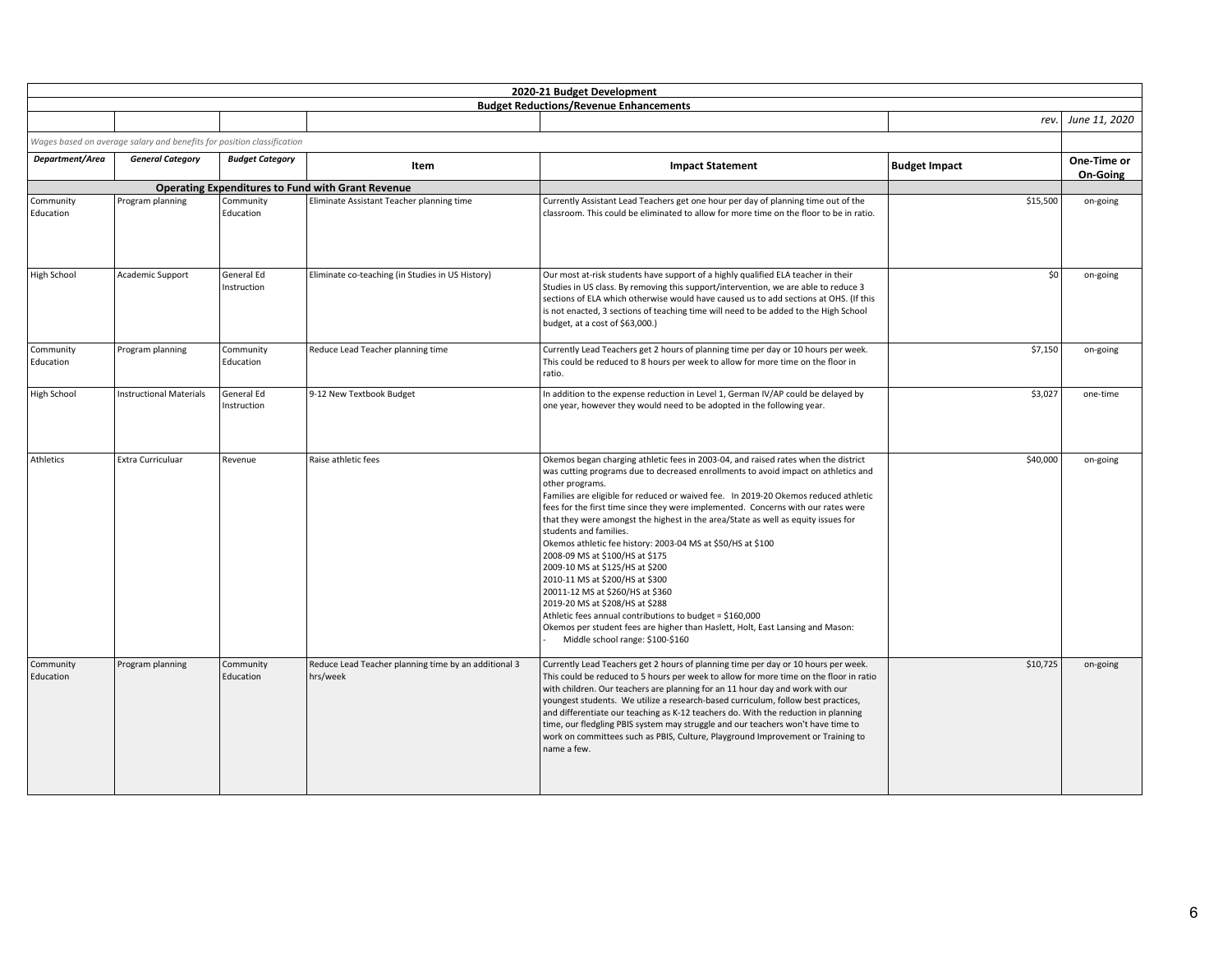| 2020-21 Budget Development | | | | | | |
|---|---|---|---|---|---|---|
| Budget Reductions/Revenue Enhancements | | | | | | |
| | | | | | rev. | June 11, 2020 |
| *Wages based on average salary and benefits for position classification* | | | | | | |
| ***Department/Area*** | ***General Category*** | ***Budget Category*** | **Item** | **Impact Statement** | **Budget Impact** | **One-Time or On-Going** |
| | | **Operating Expenditures to Fund with Grant Revenue** | | | | |
| Community Education | Program planning | Community Education | Eliminate Assistant Teacher planning time | Currently Assistant Lead Teachers get one hour per day of planning time out of the classroom. This could be eliminated to allow for more time on the floor to be in ratio. | $15,500 | on-going |
| High School | Academic Support | General Ed Instruction | Eliminate co-teaching (in Studies in US History) | Our most at-risk students have support of a highly qualified ELA teacher in their Studies in US class. By removing this support/intervention, we are able to reduce 3 sections of ELA which otherwise would have caused us to add sections at OHS. (If this is not enacted, 3 sections of teaching time will need to be added to the High School budget, at a cost of $63,000.) | $0 | on-going |
| Community Education | Program planning | Community Education | Reduce Lead Teacher planning time | Currently Lead Teachers get 2 hours of planning time per day or 10 hours per week. This could be reduced to 8 hours per week to allow for more time on the floor in ratio. | $7,150 | on-going |
| High School | Instructional Materials | General Ed Instruction | 9-12 New Textbook Budget | In addition to the expense reduction in Level 1, German IV/AP could be delayed by one year, however they would need to be adopted in the following year. | $3,027 | one-time |
| Athletics | Extra Curriculuar | Revenue | Raise athletic fees | Okemos began charging athletic fees in 2003-04, and raised rates when the district was cutting programs due to decreased enrollments to avoid impact on athletics and other programs.<br>Families are eligible for reduced or waived fee. In 2019-20 Okemos reduced athletic fees for the first time since they were implemented. Concerns with our rates were that they were amongst the highest in the area/State as well as equity issues for students and families.<br>Okemos athletic fee history: 2003-04 MS at $50/HS at $100<br>2008-09 MS at $100/HS at $175<br>2009-10 MS at $125/HS at $200<br>2010-11 MS at $200/HS at $300<br>20011-12 MS at $260/HS at $360<br>2019-20 MS at $208/HS at $288<br>Athletic fees annual contributions to budget = $160,000<br>Okemos per student fees are higher than Haslett, Holt, East Lansing and Mason:<br>- Middle school range: $100-$160 | $40,000 | on-going |
| Community Education | Program planning | Community Education | Reduce Lead Teacher planning time by an additional 3 hrs/week | Currently Lead Teachers get 2 hours of planning time per day or 10 hours per week. This could be reduced to 5 hours per week to allow for more time on the floor in ratio with children. Our teachers are planning for an 11 hour day and work with our youngest students. We utilize a research-based curriculum, follow best practices, and differentiate our teaching as K-12 teachers do. With the reduction in planning time, our fledgling PBIS system may struggle and our teachers won't have time to work on committees such as PBIS, Culture, Playground Improvement or Training to name a few. | $10,725 | on-going |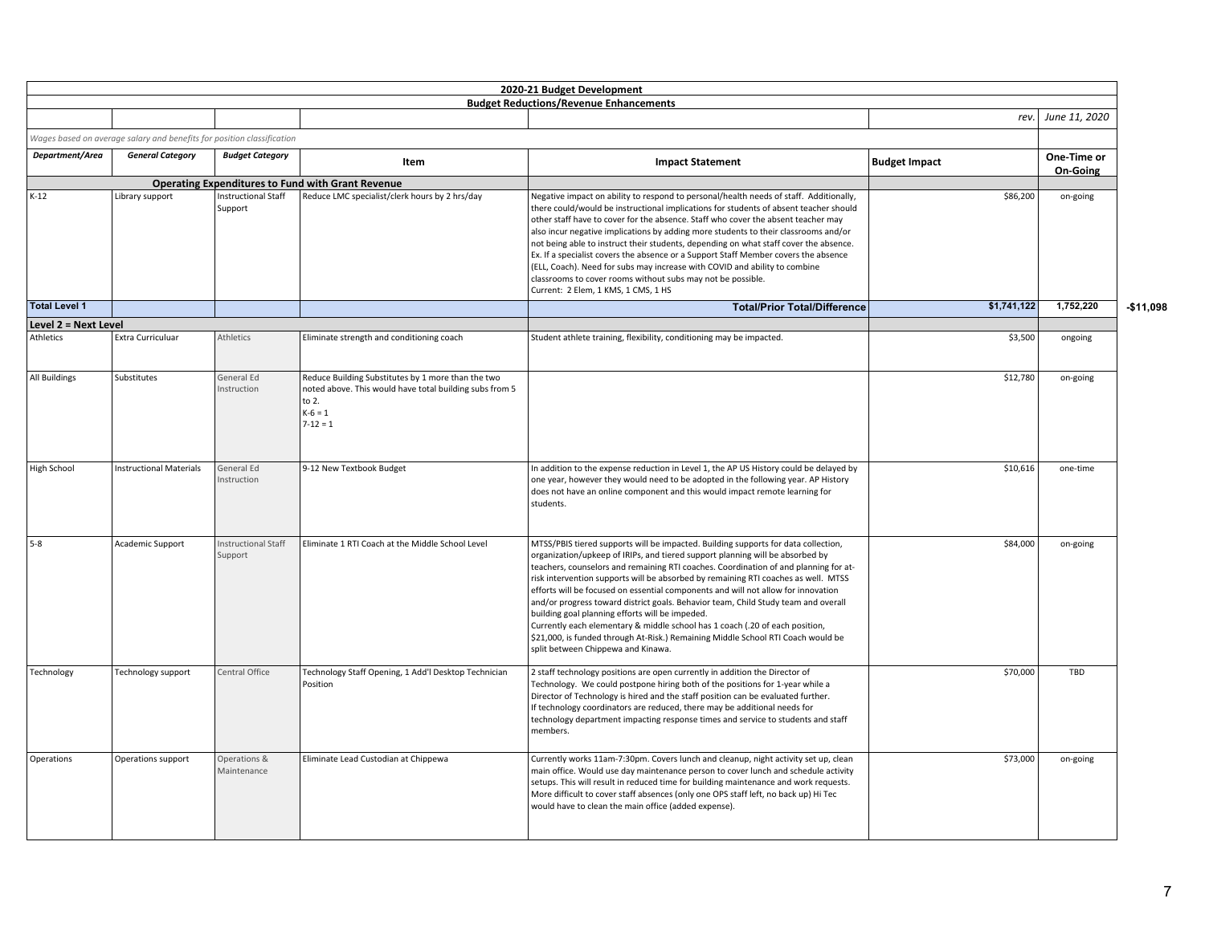| 2020-21 Budget Development | | | | | | |
|---|---|---|---|---|---|---|
| Budget Reductions/Revenue Enhancements | | | | | | |
| | | | | | rev. | June 11, 2020 |
| *Wages based on average salary and benefits for position classification* | | | | | | |
| ***Department/Area*** | ***General Category*** | ***Budget Category*** | **Item** | **Impact Statement** | **Budget Impact** | **One-Time or On-Going** |
| | | **Operating Expenditures to Fund with Grant Revenue** | | | | |
| K-12 | Library support | Instructional Staff Support | Reduce LMC specialist/clerk hours by 2 hrs/day | Negative impact on ability to respond to personal/health needs of staff. Additionally, there could/would be instructional implications for students of absent teacher should other staff have to cover for the absence. Staff who cover the absent teacher may also incur negative implications by adding more students to their classrooms and/or not being able to instruct their students, depending on what staff cover the absence. Ex. If a specialist covers the absence or a Support Staff Member covers the absence (ELL, Coach). Need for subs may increase with COVID and ability to combine classrooms to cover rooms without subs may not be possible.<br>Current: 2 Elem, 1 KMS, 1 CMS, 1 HS | $86,200 | on-going |
| **Total Level 1** | | | | **Total/Prior Total/Difference** | **$1,741,122** | **1,752,220** |
| **Level 2 = Next Level** | | | | | | |
| Athletics | Extra Curriculuar | Athletics | Eliminate strength and conditioning coach | Student athlete training, flexibility, conditioning may be impacted. | $3,500 | ongoing |
| All Buildings | Substitutes | General Ed Instruction | Reduce Building Substitutes by 1 more than the two noted above. This would have total building subs from 5 to 2.<br>K-6 = 1<br>7-12 = 1 | | $12,780 | on-going |
| High School | Instructional Materials | General Ed Instruction | 9-12 New Textbook Budget | In addition to the expense reduction in Level 1, the AP US History could be delayed by one year, however they would need to be adopted in the following year. AP History does not have an online component and this would impact remote learning for students. | $10,616 | one-time |
| 5-8 | Academic Support | Instructional Staff Support | Eliminate 1 RTI Coach at the Middle School Level | MTSS/PBIS tiered supports will be impacted. Building supports for data collection, organization/upkeep of IRIPs, and tiered support planning will be absorbed by teachers, counselors and remaining RTI coaches. Coordination of and planning for at-risk intervention supports will be absorbed by remaining RTI coaches as well. MTSS efforts will be focused on essential components and will not allow for innovation and/or progress toward district goals. Behavior team, Child Study team and overall building goal planning efforts will be impeded.<br>Currently each elementary & middle school has 1 coach (.20 of each position, $21,000, is funded through At-Risk.) Remaining Middle School RTI Coach would be split between Chippewa and Kinawa. | $84,000 | on-going |
| Technology | Technology support | Central Office | Technology Staff Opening, 1 Add'l Desktop Technician Position | 2 staff technology positions are open currently in addition the Director of Technology. We could postpone hiring both of the positions for 1-year while a Director of Technology is hired and the staff position can be evaluated further.<br>If technology coordinators are reduced, there may be additional needs for technology department impacting response times and service to students and staff members. | $70,000 | TBD |
| Operations | Operations support | Operations & Maintenance | Eliminate Lead Custodian at Chippewa | Currently works 11am-7:30pm. Covers lunch and cleanup, night activity set up, clean main office. Would use day maintenance person to cover lunch and schedule activity setups. This will result in reduced time for building maintenance and work requests. More difficult to cover staff absences (only one OPS staff left, no back up) Hi Tec would have to clean the main office (added expense). | $73,000 | on-going |

-$11,098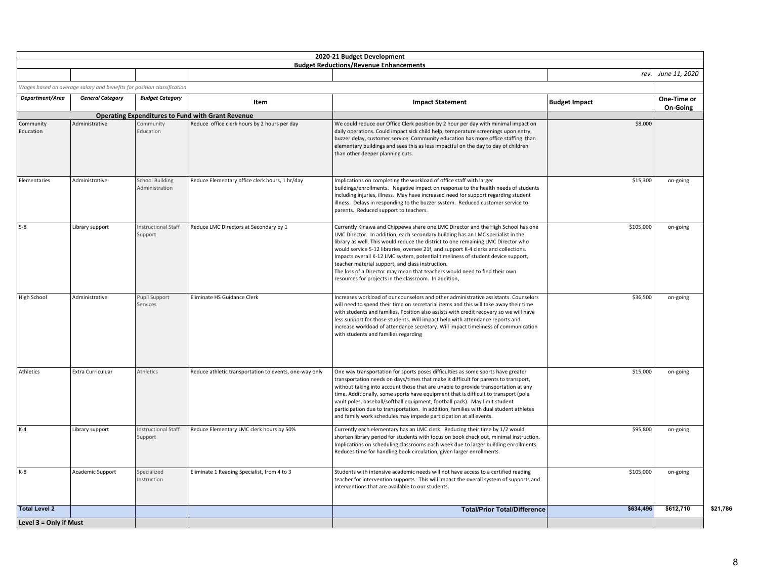| 2020-21 Budget Development | | | | | | |
|---|---|---|---|---|---|---|
| **Budget Reductions/Revenue Enhancements** | | | | | | |
| | | | | | *rev.* | *June 11, 2020* |
| *Wages based on average salary and benefits for position classification* | | | | | | |
| ***Department/Area*** | ***General Category*** | ***Budget Category*** | **Item** | **Impact Statement** | **Budget Impact** | **One-Time or On-Going** |
| | | **Operating Expenditures to Fund with Grant Revenue** | | | | |
| Community Education | Administrative | Community Education | Reduce office clerk hours by 2 hours per day | We could reduce our Office Clerk position by 2 hour per day with minimal impact on daily operations. Could impact sick child help, temperature screenings upon entry, buzzer delay, customer service. Community education has more office staffing than elementary buildings and sees this as less impactful on the day to day of children than other deeper planning cuts. | $8,000 | |
| Elementaries | Administrative | School Building Administration | Reduce Elementary office clerk hours, 1 hr/day | Implications on completing the workload of office staff with larger buildings/enrollments. Negative impact on response to the health needs of students including injuries, illness. May have increased need for support regarding student illness. Delays in responding to the buzzer system. Reduced customer service to parents. Reduced support to teachers. | $15,300 | on-going |
| 5-8 | Library support | Instructional Staff Support | Reduce LMC Directors at Secondary by 1 | Currently Kinawa and Chippewa share one LMC Director and the High School has one LMC Director. In addition, each secondary building has an LMC specialist in the library as well. This would reduce the district to one remaining LMC Director who would service 5-12 libraries, oversee 21f, and support K-4 clerks and collections. Impacts overall K-12 LMC system, potential timeliness of student device support, teacher material support, and class instruction. The loss of a Director may mean that teachers would need to find their own resources for projects in the classroom. In addition, | $105,000 | on-going |
| High School | Administrative | Pupil Support Services | Eliminate HS Guidance Clerk | Increases workload of our counselors and other administrative assistants. Counselors will need to spend their time on secretarial items and this will take away their time with students and families. Position also assists with credit recovery so we will have less support for those students. Will impact help with attendance reports and increase workload of attendance secretary. Will impact timeliness of communication with students and families regarding | $36,500 | on-going |
| Athletics | Extra Curriculuar | Athletics | Reduce athletic transportation to events, one-way only | One way transportation for sports poses difficulties as some sports have greater transportation needs on days/times that make it difficult for parents to transport, without taking into account those that are unable to provide transportation at any time. Additionally, some sports have equipment that is difficult to transport (pole vault poles, baseball/softball equipment, football pads). May limit student participation due to transportation. In addition, families with dual student athletes and family work schedules may impede participation at all events. | $15,000 | on-going |
| K-4 | Library support | Instructional Staff Support | Reduce Elementary LMC clerk hours by 50% | Currently each elementary has an LMC clerk. Reducing their time by 1/2 would shorten library period for students with focus on book check out, minimal instruction. Implications on scheduling classrooms each week due to larger building enrollments. Reduces time for handling book circulation, given larger enrollments. | $95,800 | on-going |
| K-8 | Academic Support | Specialized Instruction | Eliminate 1 Reading Specialist, from 4 to 3 | Students with intensive academic needs will not have access to a certified reading teacher for intervention supports. This will impact the overall system of supports and interventions that are available to our students. | $105,000 | on-going |
| **Total Level 2** | | | | **Total/Prior Total/Difference** | **$634,496** | **$612,710** |
| **Level 3 = Only if Must** | | | | | | |

**$21,786**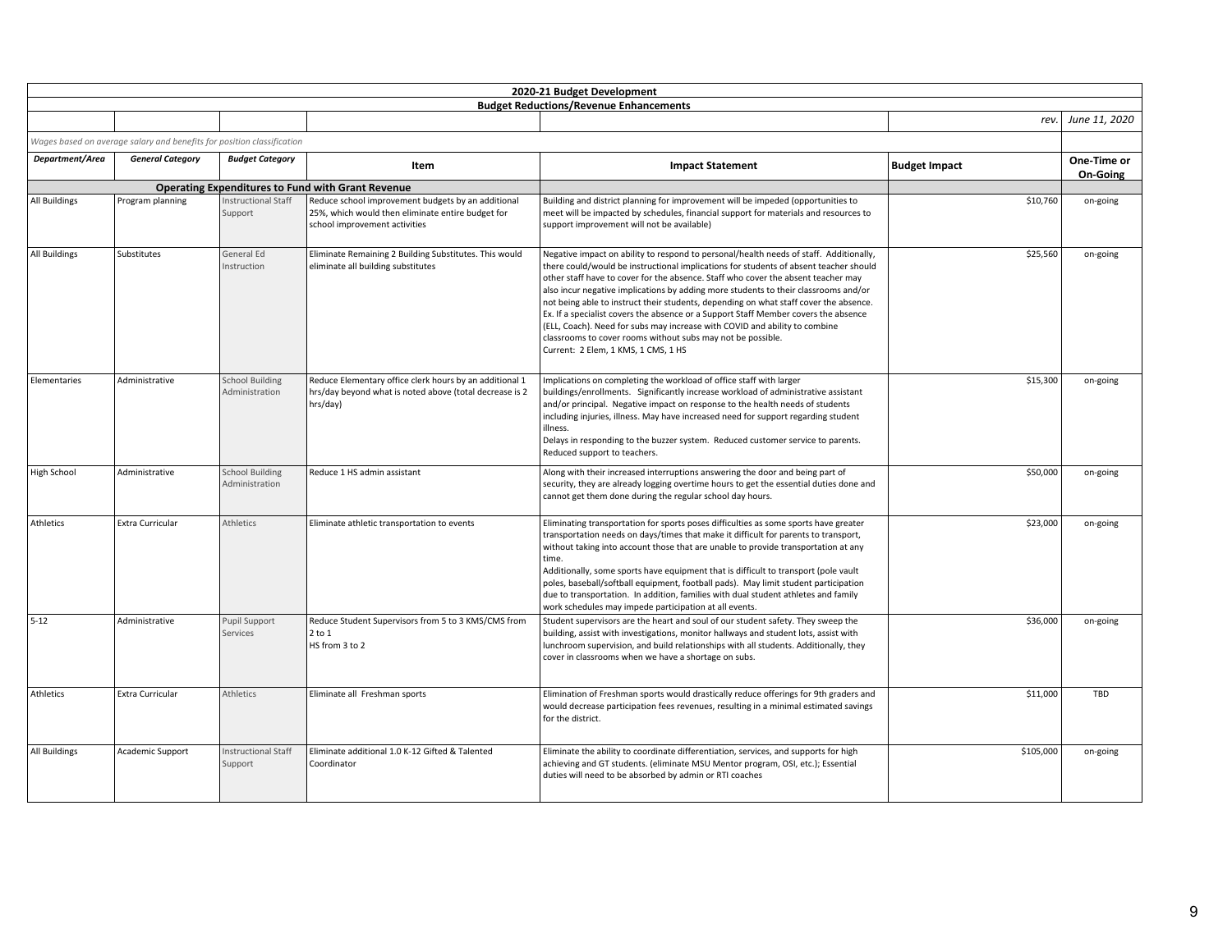| 2020-21 Budget Development | | | | | | |
|---|---|---|---|---|---|---|
| Budget Reductions/Revenue Enhancements | | | | | | |
| | | | | | rev. | *June 11, 2020* |
| *Wages based on average salary and benefits for position classification* | | | | | | |
| ***Department/Area*** | ***General Category*** | ***Budget Category*** | **Item** | **Impact Statement** | **Budget Impact** | **One-Time or On-Going** |
| | | | **Operating Expenditures to Fund with Grant Revenue** | | | |
| All Buildings | Program planning | Instructional Staff Support | Reduce school improvement budgets by an additional 25%, which would then eliminate entire budget for school improvement activities | Building and district planning for improvement will be impeded (opportunities to meet will be impacted by schedules, financial support for materials and resources to support improvement will not be available) | $10,760 | on-going |
| All Buildings | Substitutes | General Ed Instruction | Eliminate Remaining 2 Building Substitutes. This would eliminate all building substitutes | Negative impact on ability to respond to personal/health needs of staff. Additionally, there could/would be instructional implications for students of absent teacher should other staff have to cover for the absence. Staff who cover the absent teacher may also incur negative implications by adding more students to their classrooms and/or not being able to instruct their students, depending on what staff cover the absence. Ex. If a specialist covers the absence or a Support Staff Member covers the absence (ELL, Coach). Need for subs may increase with COVID and ability to combine classrooms to cover rooms without subs may not be possible. Current: 2 Elem, 1 KMS, 1 CMS, 1 HS | $25,560 | on-going |
| Elementaries | Administrative | School Building Administration | Reduce Elementary office clerk hours by an additional 1 hrs/day beyond what is noted above (total decrease is 2 hrs/day) | Implications on completing the workload of office staff with larger buildings/enrollments. Significantly increase workload of administrative assistant and/or principal. Negative impact on response to the health needs of students including injuries, illness. May have increased need for support regarding student illness. Delays in responding to the buzzer system. Reduced customer service to parents. Reduced support to teachers. | $15,300 | on-going |
| High School | Administrative | School Building Administration | Reduce 1 HS admin assistant | Along with their increased interruptions answering the door and being part of security, they are already logging overtime hours to get the essential duties done and cannot get them done during the regular school day hours. | $50,000 | on-going |
| Athletics | Extra Curricular | Athletics | Eliminate athletic transportation to events | Eliminating transportation for sports poses difficulties as some sports have greater transportation needs on days/times that make it difficult for parents to transport, without taking into account those that are unable to provide transportation at any time. Additionally, some sports have equipment that is difficult to transport (pole vault poles, baseball/softball equipment, football pads). May limit student participation due to transportation. In addition, families with dual student athletes and family work schedules may impede participation at all events. | $23,000 | on-going |
| 5-12 | Administrative | Pupil Support Services | Reduce Student Supervisors from 5 to 3 KMS/CMS from 2 to 1 HS from 3 to 2 | Student supervisors are the heart and soul of our student safety. They sweep the building, assist with investigations, monitor hallways and student lots, assist with lunchroom supervision, and build relationships with all students. Additionally, they cover in classrooms when we have a shortage on subs. | $36,000 | on-going |
| Athletics | Extra Curricular | Athletics | Eliminate all Freshman sports | Elimination of Freshman sports would drastically reduce offerings for 9th graders and would decrease participation fees revenues, resulting in a minimal estimated savings for the district. | $11,000 | TBD |
| All Buildings | Academic Support | Instructional Staff Support | Eliminate additional 1.0 K-12 Gifted & Talented Coordinator | Eliminate the ability to coordinate differentiation, services, and supports for high achieving and GT students. (eliminate MSU Mentor program, OSI, etc.); Essential duties will need to be absorbed by admin or RTI coaches | $105,000 | on-going |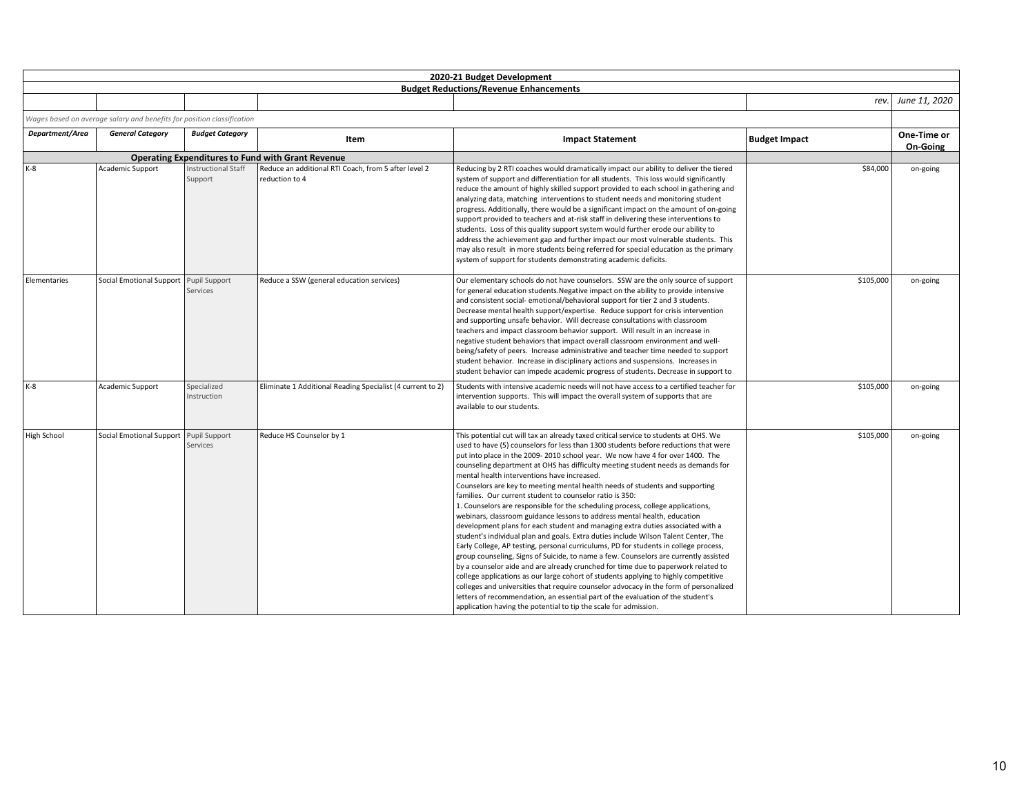# 2020-21 Budget Development

## Budget Reductions/Revenue Enhancements

*rev. June 11, 2020*

*Wages based on average salary and benefits for position classification*

| *Department/Area* | *General Category* | *Budget Category* | Item | Impact Statement | Budget Impact | One-Time or On-Going |
|---|---|---|---|---|---|---|
| | | | **Operating Expenditures to Fund with Grant Revenue** | | | |
| K-8 | Academic Support | Instructional Staff Support | Reduce an additional RTI Coach, from 5 after level 2 reduction to 4 | Reducing by 2 RTI coaches would dramatically impact our ability to deliver the tiered system of support and differentiation for all students. This loss would significantly reduce the amount of highly skilled support provided to each school in gathering and analyzing data, matching interventions to student needs and monitoring student progress. Additionally, there would be a significant impact on the amount of on-going support provided to teachers and at-risk staff in delivering these interventions to students. Loss of this quality support system would further erode our ability to address the achievement gap and further impact our most vulnerable students. This may also result in more students being referred for special education as the primary system of support for students demonstrating academic deficits. | $84,000 | on-going |
| Elementaries | Social Emotional Support | Pupil Support Services | Reduce a SSW (general education services) | Our elementary schools do not have counselors. SSW are the only source of support for general education students.Negative impact on the ability to provide intensive and consistent social- emotional/behavioral support for tier 2 and 3 students. Decrease mental health support/expertise. Reduce support for crisis intervention and supporting unsafe behavior. Will decrease consultations with classroom teachers and impact classroom behavior support. Will result in an increase in negative student behaviors that impact overall classroom environment and well-being/safety of peers. Increase administrative and teacher time needed to support student behavior. Increase in disciplinary actions and suspensions. Increases in student behavior can impede academic progress of students. Decrease in support to | $105,000 | on-going |
| K-8 | Academic Support | Specialized Instruction | Eliminate 1 Additional Reading Specialist (4 current to 2) | Students with intensive academic needs will not have access to a certified teacher for intervention supports. This will impact the overall system of supports that are available to our students. | $105,000 | on-going |
| High School | Social Emotional Support | Pupil Support Services | Reduce HS Counselor by 1 | This potential cut will tax an already taxed critical service to students at OHS. We used to have (5) counselors for less than 1300 students before reductions that were put into place in the 2009- 2010 school year. We now have 4 for over 1400. The counseling department at OHS has difficulty meeting student needs as demands for mental health interventions have increased.<br>Counselors are key to meeting mental health needs of students and supporting families. Our current student to counselor ratio is 350:<br>1. Counselors are responsible for the scheduling process, college applications, webinars, classroom guidance lessons to address mental health, education development plans for each student and managing extra duties associated with a student's individual plan and goals. Extra duties include Wilson Talent Center, The Early College, AP testing, personal curriculums, PD for students in college process, group counseling, Signs of Suicide, to name a few. Counselors are currently assisted by a counselor aide and are already crunched for time due to paperwork related to college applications as our large cohort of students applying to highly competitive colleges and universities that require counselor advocacy in the form of personalized letters of recommendation, an essential part of the evaluation of the student's application having the potential to tip the scale for admission. | $105,000 | on-going |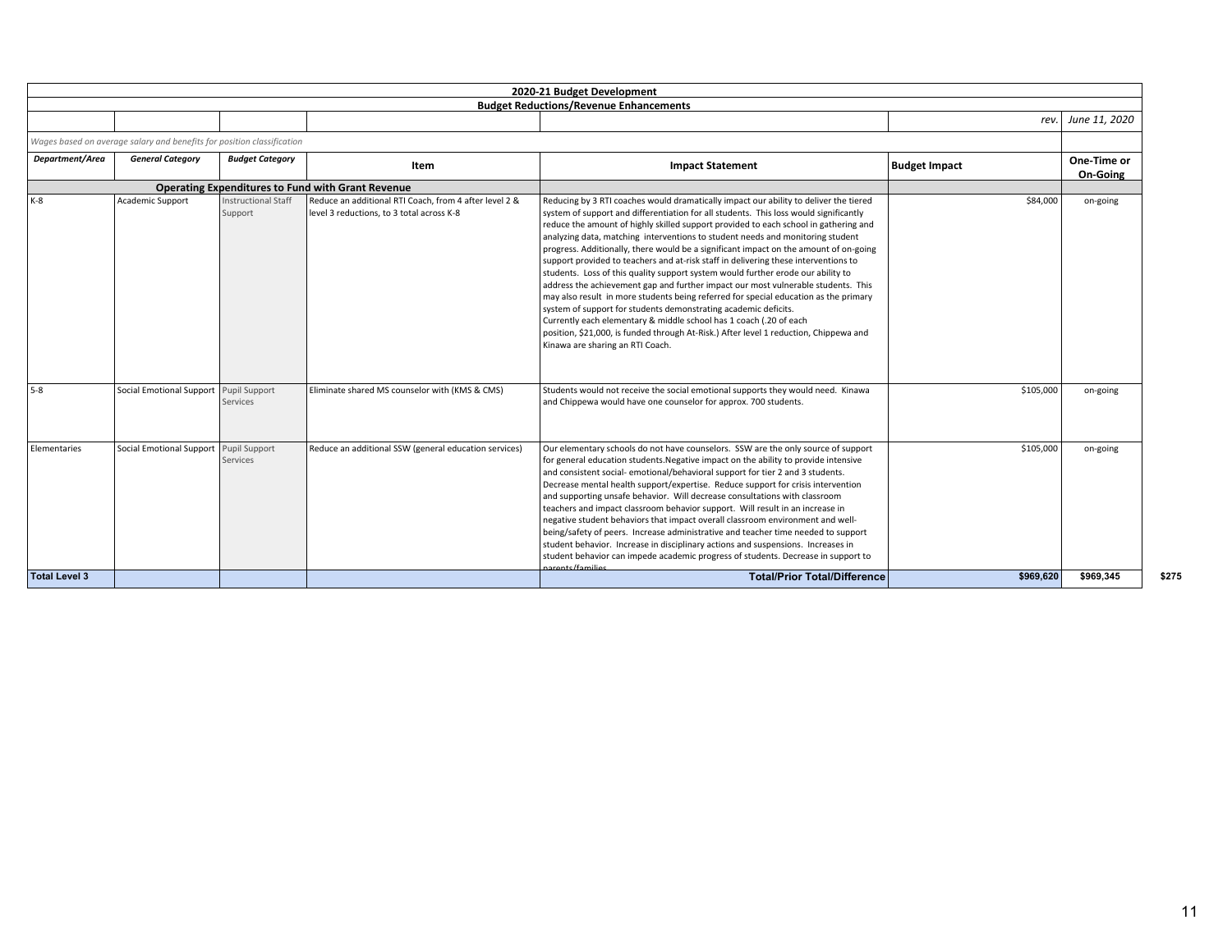| 2020-21 Budget Development | | | | | | |
|---|---|---|---|---|---|---|
| Budget Reductions/Revenue Enhancements | | | | | | |
| | | | | | rev. | June 11, 2020 |
| *Wages based on average salary and benefits for position classification* | | | | | | |
| ***Department/Area*** | ***General Category*** | ***Budget Category*** | **Item** | **Impact Statement** | **Budget Impact** | **One-Time or On-Going** |
| | | | **Operating Expenditures to Fund with Grant Revenue** | | | |
| K-8 | Academic Support | Instructional Staff Support | Reduce an additional RTI Coach, from 4 after level 2 & level 3 reductions, to 3 total across K-8 | Reducing by 3 RTI coaches would dramatically impact our ability to deliver the tiered system of support and differentiation for all students. This loss would significantly reduce the amount of highly skilled support provided to each school in gathering and analyzing data, matching interventions to student needs and monitoring student progress. Additionally, there would be a significant impact on the amount of on-going support provided to teachers and at-risk staff in delivering these interventions to students. Loss of this quality support system would further erode our ability to address the achievement gap and further impact our most vulnerable students. This may also result in more students being referred for special education as the primary system of support for students demonstrating academic deficits. Currently each elementary & middle school has 1 coach (.20 of each position, $21,000, is funded through At-Risk.) After level 1 reduction, Chippewa and Kinawa are sharing an RTI Coach. | $84,000 | on-going |
| 5-8 | Social Emotional Support | Pupil Support Services | Eliminate shared MS counselor with (KMS & CMS) | Students would not receive the social emotional supports they would need. Kinawa and Chippewa would have one counselor for approx. 700 students. | $105,000 | on-going |
| Elementaries | Social Emotional Support | Pupil Support Services | Reduce an additional SSW (general education services) | Our elementary schools do not have counselors. SSW are the only source of support for general education students.Negative impact on the ability to provide intensive and consistent social- emotional/behavioral support for tier 2 and 3 students. Decrease mental health support/expertise. Reduce support for crisis intervention and supporting unsafe behavior. Will decrease consultations with classroom teachers and impact classroom behavior support. Will result in an increase in negative student behaviors that impact overall classroom environment and well-being/safety of peers. Increase administrative and teacher time needed to support student behavior. Increase in disciplinary actions and suspensions. Increases in student behavior can impede academic progress of students. Decrease in support to parents/families | $105,000 | on-going |
| **Total Level 3** | | | | **Total/Prior Total/Difference** | **$969,620** | **$969,345** |

**$275**